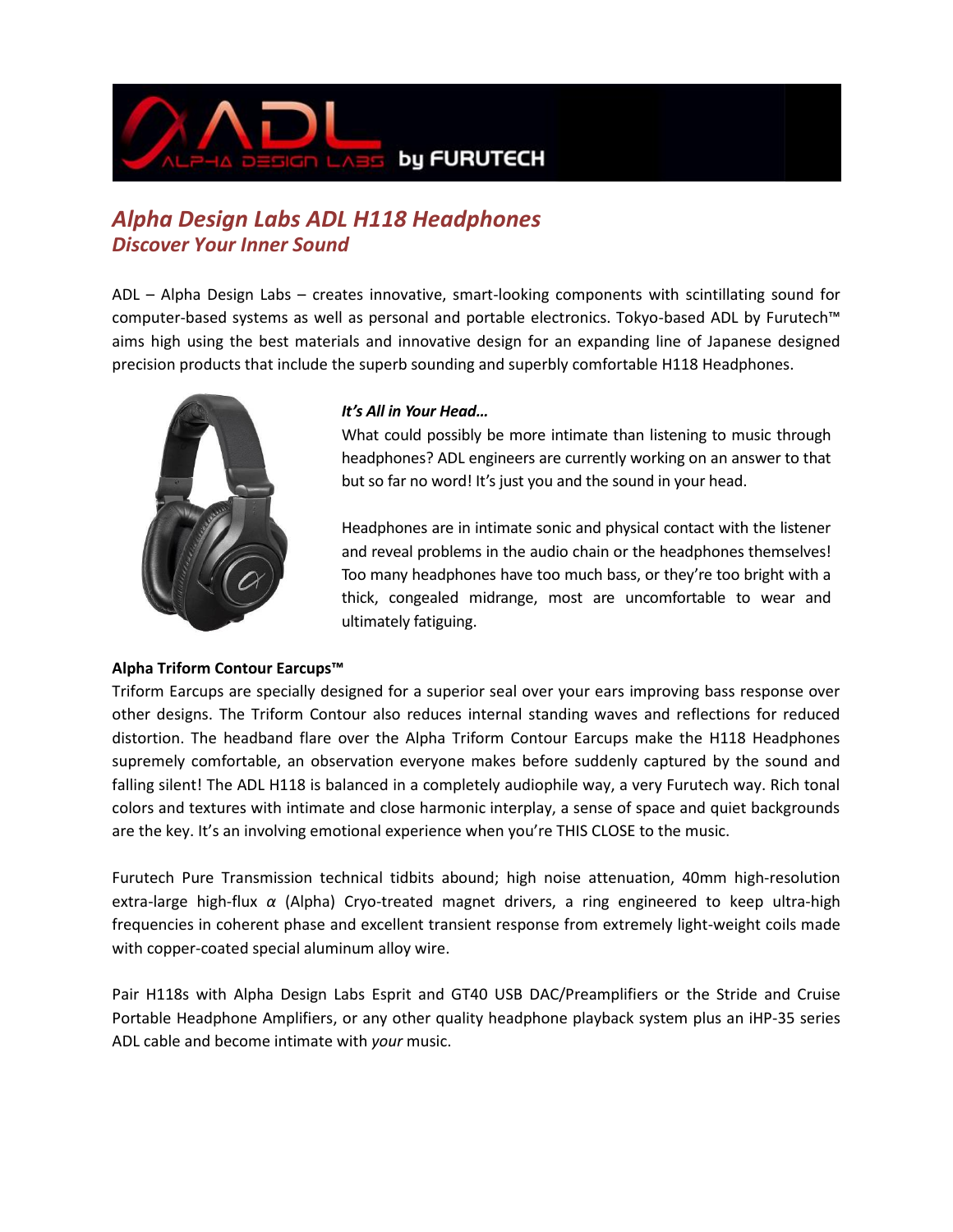# Alpha Design Labs ADL H118 Headphones

## Discover Your Inner Sound

ADL – Alpha Design Labs – creates innovative, smart-looking components with scintillating sound for computer-based systems as well as personal and portable electronics. Tokyo-based ADL by Furutech™ aims high using the best materials and innovative design for an expanding line of Japanese designed precision products that include the superb sounding and superbly comfortable H118 Headphones.

***It's All in Your Head…***

What could possibly be more intimate than listening to music through headphones? ADL engineers are currently working on an answer to that but so far no word! It's just you and the sound in your head.

Headphones are in intimate sonic and physical contact with the listener and reveal problems in the audio chain or the headphones themselves! Too many headphones have too much bass, or they're too bright with a thick, congealed midrange, most are uncomfortable to wear and ultimately fatiguing.

**Alpha Triform Contour Earcups™**

Triform Earcups are specially designed for a superior seal over your ears improving bass response over other designs. The Triform Contour also reduces internal standing waves and reflections for reduced distortion. The headband flare over the Alpha Triform Contour Earcups make the H118 Headphones supremely comfortable, an observation everyone makes before suddenly captured by the sound and falling silent! The ADL H118 is balanced in a completely audiophile way, a very Furutech way. Rich tonal colors and textures with intimate and close harmonic interplay, a sense of space and quiet backgrounds are the key. It's an involving emotional experience when you're THIS CLOSE to the music.

Furutech Pure Transmission technical tidbits abound; high noise attenuation, 40mm high-resolution extra-large high-flux $\alpha$ (Alpha) Cryo-treated magnet drivers, a ring engineered to keep ultra-high frequencies in coherent phase and excellent transient response from extremely light-weight coils made with copper-coated special aluminum alloy wire.

Pair H118s with Alpha Design Labs Esprit and GT40 USB DAC/Preamplifiers or the Stride and Cruise Portable Headphone Amplifiers, or any other quality headphone playback system plus an iHP-35 series ADL cable and become intimate with *your* music.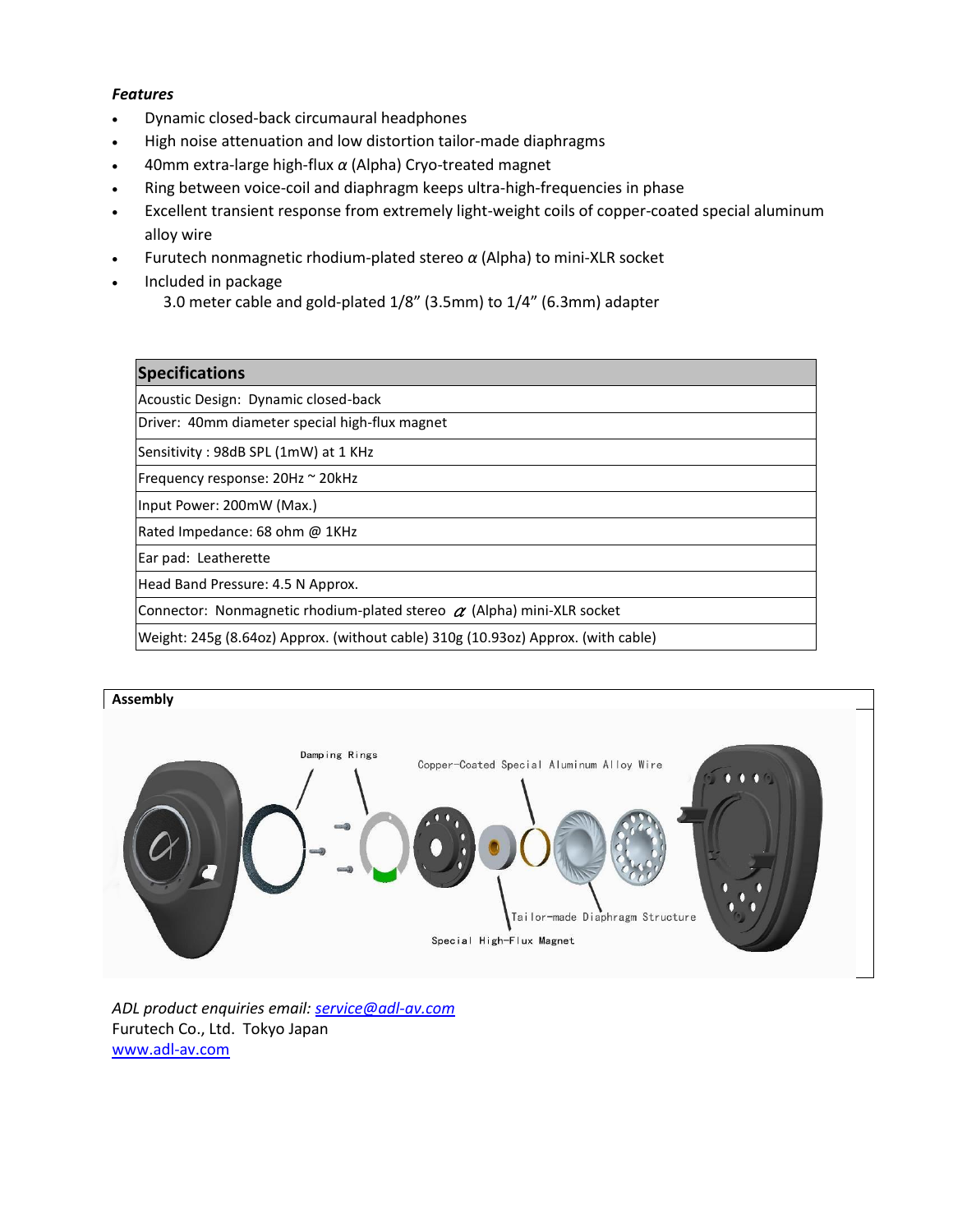***Features***

- Dynamic closed-back circumaural headphones
- High noise attenuation and low distortion tailor-made diaphragms
- 40mm extra-large high-flux α (Alpha) Cryo-treated magnet
- Ring between voice-coil and diaphragm keeps ultra-high-frequencies in phase
- Excellent transient response from extremely light-weight coils of copper-coated special aluminum alloy wire
- Furutech nonmagnetic rhodium-plated stereo α (Alpha) to mini-XLR socket
- Included in package
  3.0 meter cable and gold-plated 1/8" (3.5mm) to 1/4" (6.3mm) adapter

| **Specifications** |
|---|
| Acoustic Design: Dynamic closed-back |
| Driver: 40mm diameter special high-flux magnet |
| Sensitivity : 98dB SPL (1mW) at 1 KHz |
| Frequency response: 20Hz ~ 20kHz |
| Input Power: 200mW (Max.) |
| Rated Impedance: 68 ohm @ 1KHz |
| Ear pad: Leatherette |
| Head Band Pressure: 4.5 N Approx. |
| Connector: Nonmagnetic rhodium-plated stereo α (Alpha) mini-XLR socket |
| Weight: 245g (8.64oz) Approx. (without cable) 310g (10.93oz) Approx. (with cable) |

**Assembly**

Damping Rings

Copper-Coated Special Aluminum Alloy Wire

Tailor-made Diaphragm Structure

Special High-Flux Magnet

*ADL product enquiries email: service@adl-av.com*
Furutech Co., Ltd. Tokyo Japan
www.adl-av.com